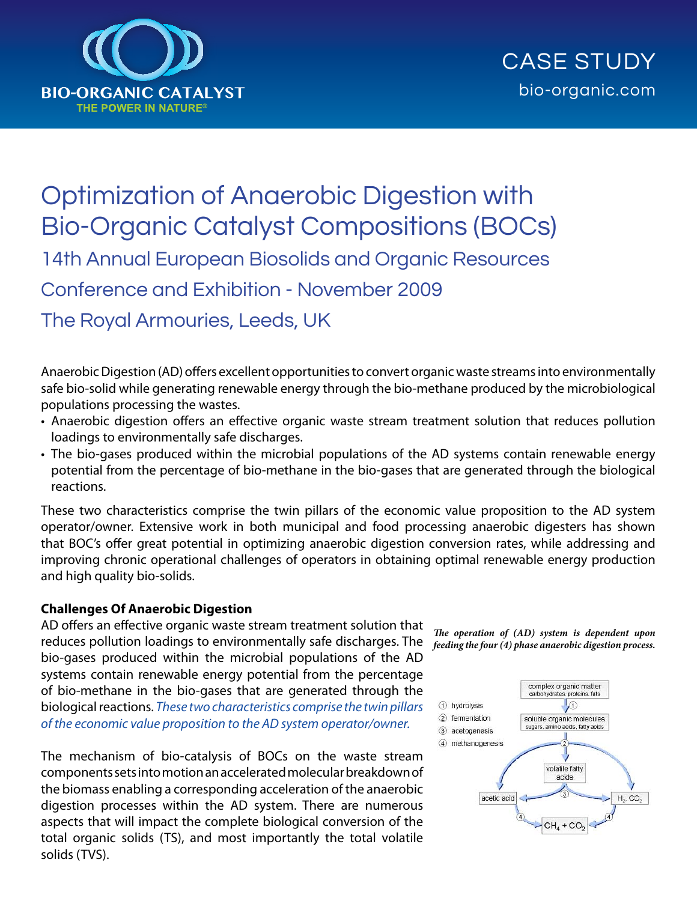BIO-ORGANIC CATALYST

THE POWER IN NATURE®

CASE STUDY

bio-organic.com

# Optimization of Anaerobic Digestion with Bio-Organic Catalyst Compositions (BOCs)

## 14th Annual European Biosolids and Organic Resources Conference and Exhibition - November 2009

## The Royal Armouries, Leeds, UK

Anaerobic Digestion (AD) offers excellent opportunities to convert organic waste streams into environmentally safe bio-solid while generating renewable energy through the bio-methane produced by the microbiological populations processing the wastes.

- Anaerobic digestion offers an effective organic waste stream treatment solution that reduces pollution loadings to environmentally safe discharges.
- The bio-gases produced within the microbial populations of the AD systems contain renewable energy potential from the percentage of bio-methane in the bio-gases that are generated through the biological reactions.

These two characteristics comprise the twin pillars of the economic value proposition to the AD system operator/owner. Extensive work in both municipal and food processing anaerobic digesters has shown that BOC's offer great potential in optimizing anaerobic digestion conversion rates, while addressing and improving chronic operational challenges of operators in obtaining optimal renewable energy production and high quality bio-solids.

**Challenges Of Anaerobic Digestion**

AD offers an effective organic waste stream treatment solution that reduces pollution loadings to environmentally safe discharges. The bio-gases produced within the microbial populations of the AD systems contain renewable energy potential from the percentage of bio-methane in the bio-gases that are generated through the biological reactions. *These two characteristics comprise the twin pillars of the economic value proposition to the AD system operator/owner.*

The mechanism of bio-catalysis of BOCs on the waste stream components sets into motion an accelerated molecular breakdown of the biomass enabling a corresponding acceleration of the anaerobic digestion processes within the AD system. There are numerous aspects that will impact the complete biological conversion of the total organic solids (TS), and most importantly the total volatile solids (TVS).

*The operation of (AD) system is dependent upon feeding the four (4) phase anaerobic digestion process.*

① hydrolysis
② fermentation
③ acetogenesis
④ methanogenesis

complex organic matter (carbohydrates, proteins, fats) →① soluble organic molecules (sugars, amino acids, fatty acids) →② volatile fatty acids, acetic acid, $H_2$, $CO_2$ →③ acetic acid, $H_2$, $CO_2$ →④ $CH_4 + CO_2$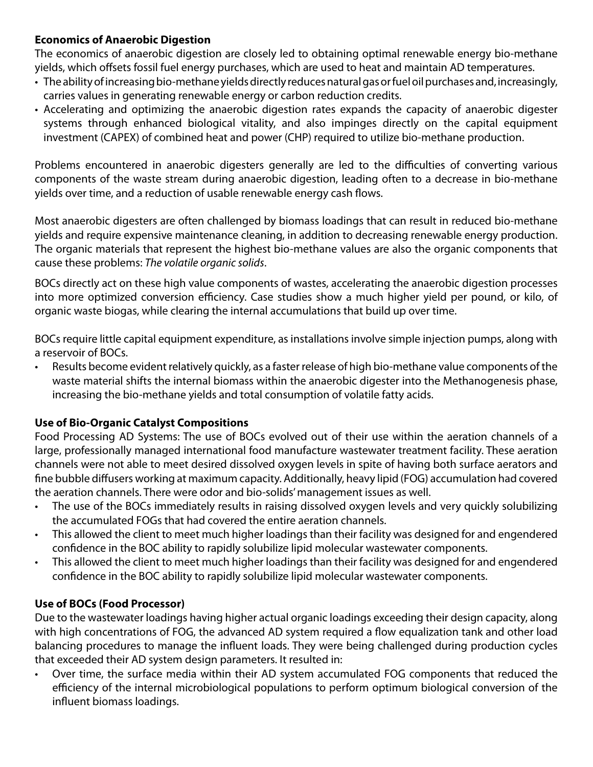**Economics of Anaerobic Digestion**

The economics of anaerobic digestion are closely led to obtaining optimal renewable energy bio-methane yields, which offsets fossil fuel energy purchases, which are used to heat and maintain AD temperatures.

- The ability of increasing bio-methane yields directly reduces natural gas or fuel oil purchases and, increasingly, carries values in generating renewable energy or carbon reduction credits.
- Accelerating and optimizing the anaerobic digestion rates expands the capacity of anaerobic digester systems through enhanced biological vitality, and also impinges directly on the capital equipment investment (CAPEX) of combined heat and power (CHP) required to utilize bio-methane production.

Problems encountered in anaerobic digesters generally are led to the difficulties of converting various components of the waste stream during anaerobic digestion, leading often to a decrease in bio-methane yields over time, and a reduction of usable renewable energy cash flows.

Most anaerobic digesters are often challenged by biomass loadings that can result in reduced bio-methane yields and require expensive maintenance cleaning, in addition to decreasing renewable energy production. The organic materials that represent the highest bio-methane values are also the organic components that cause these problems: *The volatile organic solids*.

BOCs directly act on these high value components of wastes, accelerating the anaerobic digestion processes into more optimized conversion efficiency. Case studies show a much higher yield per pound, or kilo, of organic waste biogas, while clearing the internal accumulations that build up over time.

BOCs require little capital equipment expenditure, as installations involve simple injection pumps, along with a reservoir of BOCs.

- Results become evident relatively quickly, as a faster release of high bio-methane value components of the waste material shifts the internal biomass within the anaerobic digester into the Methanogenesis phase, increasing the bio-methane yields and total consumption of volatile fatty acids.

**Use of Bio-Organic Catalyst Compositions**

Food Processing AD Systems: The use of BOCs evolved out of their use within the aeration channels of a large, professionally managed international food manufacture wastewater treatment facility. These aeration channels were not able to meet desired dissolved oxygen levels in spite of having both surface aerators and fine bubble diffusers working at maximum capacity. Additionally, heavy lipid (FOG) accumulation had covered the aeration channels. There were odor and bio-solids' management issues as well.

- The use of the BOCs immediately results in raising dissolved oxygen levels and very quickly solubilizing the accumulated FOGs that had covered the entire aeration channels.
- This allowed the client to meet much higher loadings than their facility was designed for and engendered confidence in the BOC ability to rapidly solubilize lipid molecular wastewater components.
- This allowed the client to meet much higher loadings than their facility was designed for and engendered confidence in the BOC ability to rapidly solubilize lipid molecular wastewater components.

**Use of BOCs (Food Processor)**

Due to the wastewater loadings having higher actual organic loadings exceeding their design capacity, along with high concentrations of FOG, the advanced AD system required a flow equalization tank and other load balancing procedures to manage the influent loads. They were being challenged during production cycles that exceeded their AD system design parameters. It resulted in:

- Over time, the surface media within their AD system accumulated FOG components that reduced the efficiency of the internal microbiological populations to perform optimum biological conversion of the influent biomass loadings.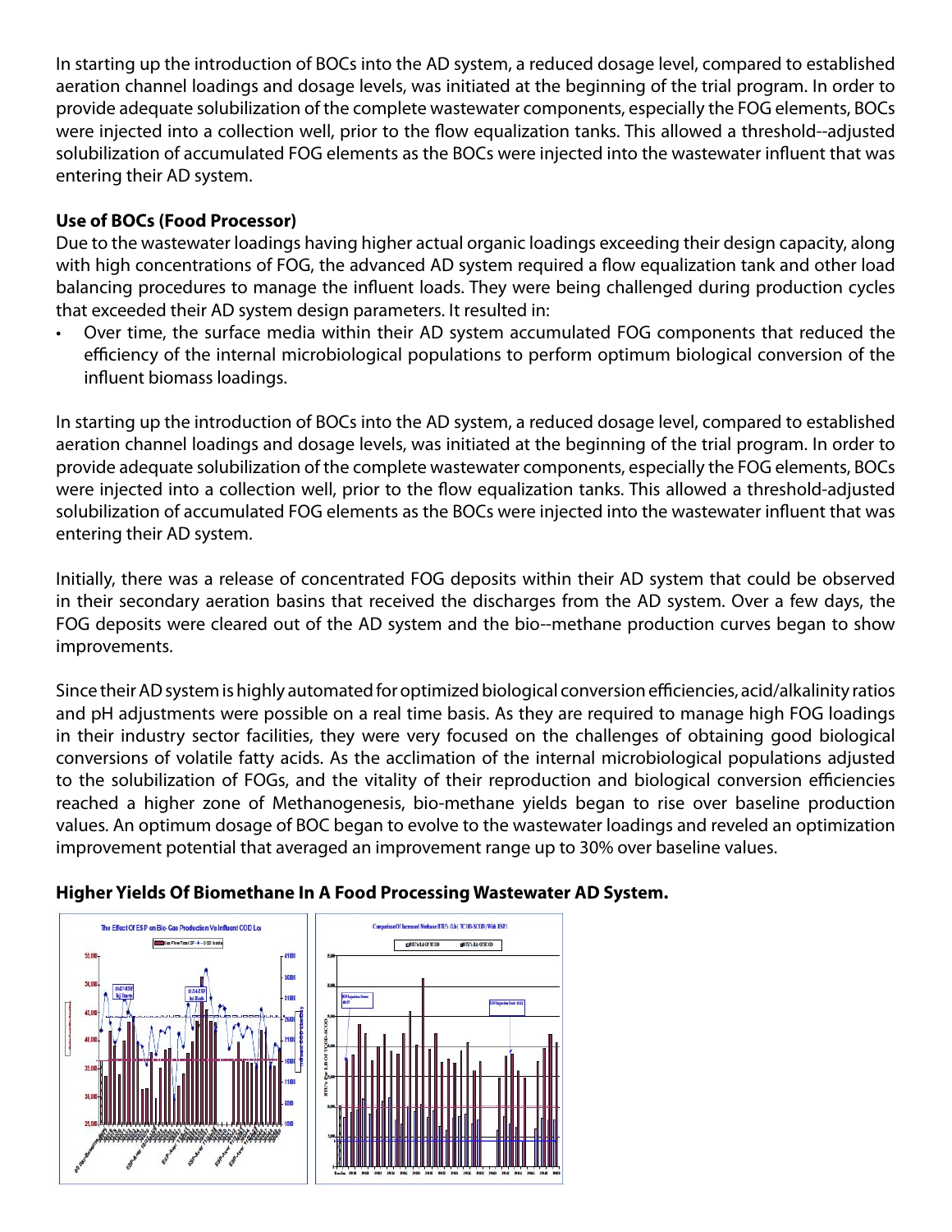In starting up the introduction of BOCs into the AD system, a reduced dosage level, compared to established aeration channel loadings and dosage levels, was initiated at the beginning of the trial program. In order to provide adequate solubilization of the complete wastewater components, especially the FOG elements, BOCs were injected into a collection well, prior to the flow equalization tanks. This allowed a threshold--adjusted solubilization of accumulated FOG elements as the BOCs were injected into the wastewater influent that was entering their AD system.

**Use of BOCs (Food Processor)**

Due to the wastewater loadings having higher actual organic loadings exceeding their design capacity, along with high concentrations of FOG, the advanced AD system required a flow equalization tank and other load balancing procedures to manage the influent loads. They were being challenged during production cycles that exceeded their AD system design parameters. It resulted in:

- Over time, the surface media within their AD system accumulated FOG components that reduced the efficiency of the internal microbiological populations to perform optimum biological conversion of the influent biomass loadings.

In starting up the introduction of BOCs into the AD system, a reduced dosage level, compared to established aeration channel loadings and dosage levels, was initiated at the beginning of the trial program. In order to provide adequate solubilization of the complete wastewater components, especially the FOG elements, BOCs were injected into a collection well, prior to the flow equalization tanks. This allowed a threshold-adjusted solubilization of accumulated FOG elements as the BOCs were injected into the wastewater influent that was entering their AD system.

Initially, there was a release of concentrated FOG deposits within their AD system that could be observed in their secondary aeration basins that received the discharges from the AD system. Over a few days, the FOG deposits were cleared out of the AD system and the bio--methane production curves began to show improvements.

Since their AD system is highly automated for optimized biological conversion efficiencies, acid/alkalinity ratios and pH adjustments were possible on a real time basis. As they are required to manage high FOG loadings in their industry sector facilities, they were very focused on the challenges of obtaining good biological conversions of volatile fatty acids. As the acclimation of the internal microbiological populations adjusted to the solubilization of FOGs, and the vitality of their reproduction and biological conversion efficiencies reached a higher zone of Methanogenesis, bio-methane yields began to rise over baseline production values. An optimum dosage of BOC began to evolve to the wastewater loadings and reveled an optimization improvement potential that averaged an improvement range up to 30% over baseline values.

**Higher Yields Of Biomethane In A Food Processing Wastewater AD System.**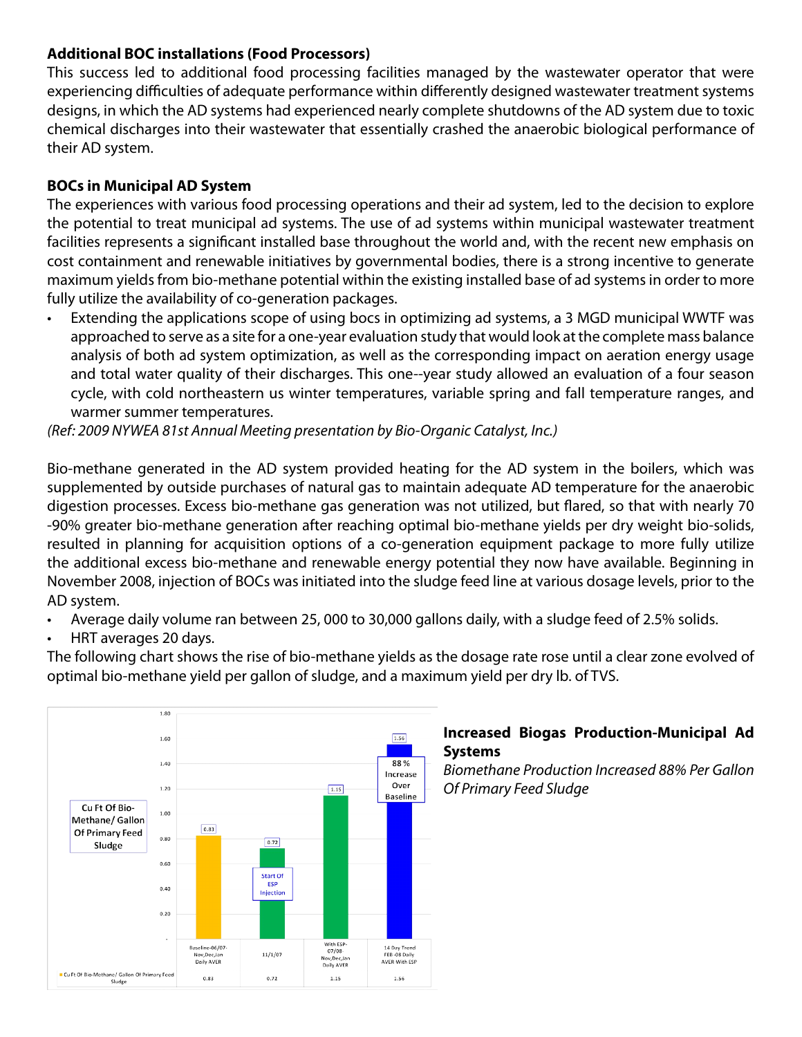### Additional BOC installations (Food Processors)

This success led to additional food processing facilities managed by the wastewater operator that were experiencing difficulties of adequate performance within differently designed wastewater treatment systems designs, in which the AD systems had experienced nearly complete shutdowns of the AD system due to toxic chemical discharges into their wastewater that essentially crashed the anaerobic biological performance of their AD system.

### BOCs in Municipal AD System

The experiences with various food processing operations and their ad system, led to the decision to explore the potential to treat municipal ad systems. The use of ad systems within municipal wastewater treatment facilities represents a significant installed base throughout the world and, with the recent new emphasis on cost containment and renewable initiatives by governmental bodies, there is a strong incentive to generate maximum yields from bio-methane potential within the existing installed base of ad systems in order to more fully utilize the availability of co-generation packages.

- Extending the applications scope of using bocs in optimizing ad systems, a 3 MGD municipal WWTF was approached to serve as a site for a one-year evaluation study that would look at the complete mass balance analysis of both ad system optimization, as well as the corresponding impact on aeration energy usage and total water quality of their discharges. This one--year study allowed an evaluation of a four season cycle, with cold northeastern us winter temperatures, variable spring and fall temperature ranges, and warmer summer temperatures.

*(Ref: 2009 NYWEA 81st Annual Meeting presentation by Bio-Organic Catalyst, Inc.)*

Bio-methane generated in the AD system provided heating for the AD system in the boilers, which was supplemented by outside purchases of natural gas to maintain adequate AD temperature for the anaerobic digestion processes. Excess bio-methane gas generation was not utilized, but flared, so that with nearly 70 -90% greater bio-methane generation after reaching optimal bio-methane yields per dry weight bio-solids, resulted in planning for acquisition options of a co-generation equipment package to more fully utilize the additional excess bio-methane and renewable energy potential they now have available. Beginning in November 2008, injection of BOCs was initiated into the sludge feed line at various dosage levels, prior to the AD system.

- Average daily volume ran between 25, 000 to 30,000 gallons daily, with a sludge feed of 2.5% solids.
- HRT averages 20 days.

The following chart shows the rise of bio-methane yields as the dosage rate rose until a clear zone evolved of optimal bio-methane yield per gallon of sludge, and a maximum yield per dry lb. of TVS.

| | Baseline-06/07-Nov,Dec,Jan Daily AVER | 11/1/07 | With ESP-07/08-Nov,Dec,Jan Daily AVER | 14 Day Trend FEB-08 Daily AVER With ESP |
|---|---|---|---|---|
| Cu Ft Of Bio-Methane/ Gallon Of Primary Feed Sludge | 0.83 | 0.72 | 1.15 | 1.56 |

Start Of ESP Injection (11/1/07); 88% Increase Over Baseline (1.56)

**Increased Biogas Production-Municipal Ad Systems**

*Biomethane Production Increased 88% Per Gallon Of Primary Feed Sludge*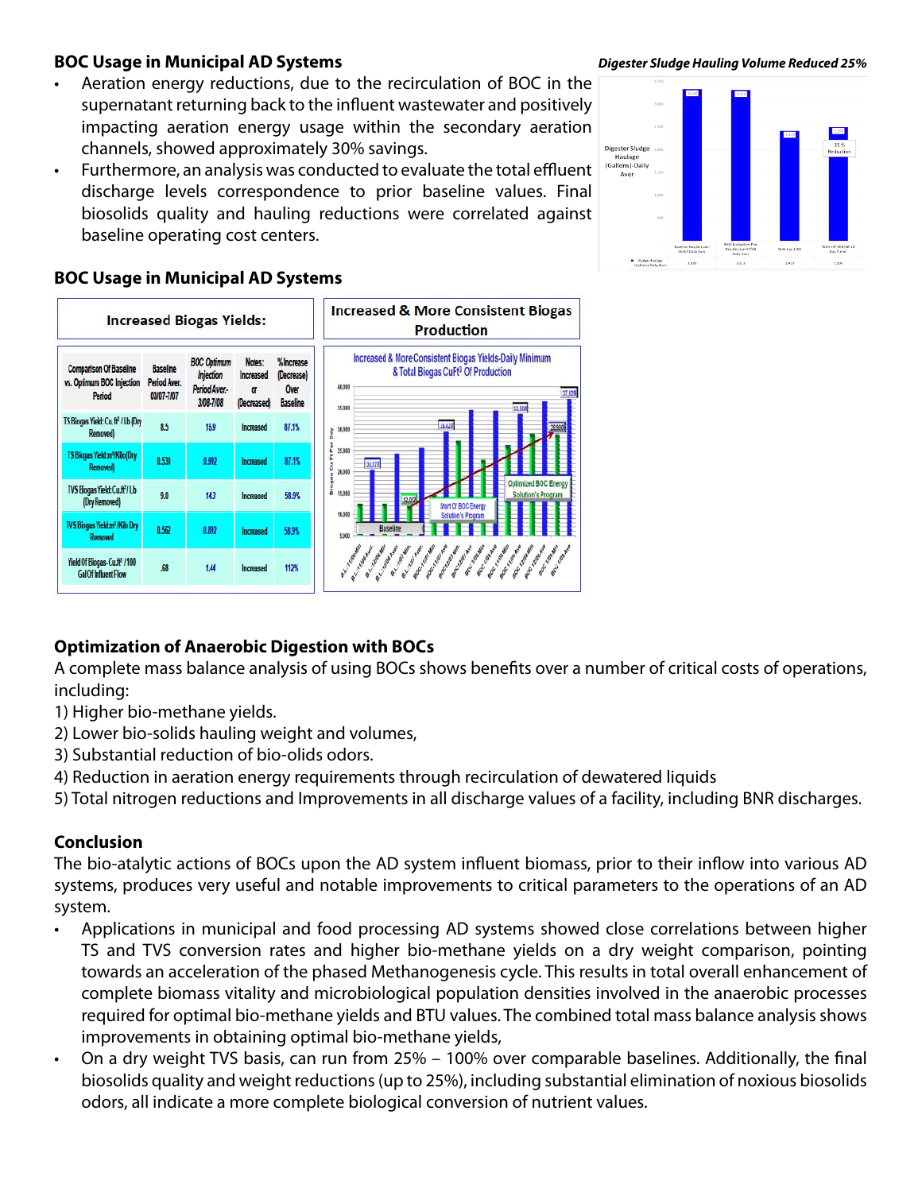## BOC Usage in Municipal AD Systems

- Aeration energy reductions, due to the recirculation of BOC in the supernatant returning back to the influent wastewater and positively impacting aeration energy usage within the secondary aeration channels, showed approximately 30% savings.
- Furthermore, an analysis was conducted to evaluate the total effluent discharge levels correspondence to prior baseline values. Final biosolids quality and hauling reductions were correlated against baseline operating cost centers.

***Digester Sludge Hauling Volume Reduced 25%***

Digester Sludge Haulage (Gallons)-Daily Aver

25 % Reduction

## BOC Usage in Municipal AD Systems

**Increased Biogas Yields:**

| Comparison Of Baseline vs. Optimum BOC Injection Period | Baseline Period Aver. 03/07-7/07 | BOC Optimum Injection Period Aver.- 3/08-7/08 | Notes: Increased or (Decreased) | % Increase (Decrease) Over Baseline |
|---|---|---|---|---|
| TS Biogas Yield: Cu. ft³ / Lb (Dry Removed) | 8.5 | 15.9 | Increased | 87.1% |
| TS Biogas Yield: m³/Kilo (Dry Removed) | 0.530 | 0.992 | Increased | 87.1% |
| TVS Biogas Yield: Cu.ft³ / Lb (Dry Removed) | 9.0 | 14.3 | Increased | 58.9% |
| TVS Biogas Yield: m³ /Kilo Dry Removed | 0.562 | 0.892 | Increased | 58.9% |
| Yield Of Biogas-Cu.ft³ /100 Gal Of Influent Flow | .68 | 1.44 | Increased | 112% |

**Increased & More Consistent Biogas Production**

Increased & More Consistent Biogas Yields-Daily Minimum & Total Biogas CuFt³ Of Production

Biogas Cu Ft Per Day

40,000
35,000
30,000
25,000
20,000
15,000
10,000
5,000

37,128
33,500
31,427
28,500
20,377
12,052

Baseline

Start Of BOC Energy Solution's Program

Optimized BOC Energy Solution's Program

## Optimization of Anaerobic Digestion with BOCs

A complete mass balance analysis of using BOCs shows benefits over a number of critical costs of operations, including:

1) Higher bio-methane yields.
2) Lower bio-solids hauling weight and volumes,
3) Substantial reduction of bio-olids odors.
4) Reduction in aeration energy requirements through recirculation of dewatered liquids
5) Total nitrogen reductions and Improvements in all discharge values of a facility, including BNR discharges.

## Conclusion

The bio-atalytic actions of BOCs upon the AD system influent biomass, prior to their inflow into various AD systems, produces very useful and notable improvements to critical parameters to the operations of an AD system.

- Applications in municipal and food processing AD systems showed close correlations between higher TS and TVS conversion rates and higher bio-methane yields on a dry weight comparison, pointing towards an acceleration of the phased Methanogenesis cycle. This results in total overall enhancement of complete biomass vitality and microbiological population densities involved in the anaerobic processes required for optimal bio-methane yields and BTU values. The combined total mass balance analysis shows improvements in obtaining optimal bio-methane yields,
- On a dry weight TVS basis, can run from 25% – 100% over comparable baselines. Additionally, the final biosolids quality and weight reductions (up to 25%), including substantial elimination of noxious biosolids odors, all indicate a more complete biological conversion of nutrient values.